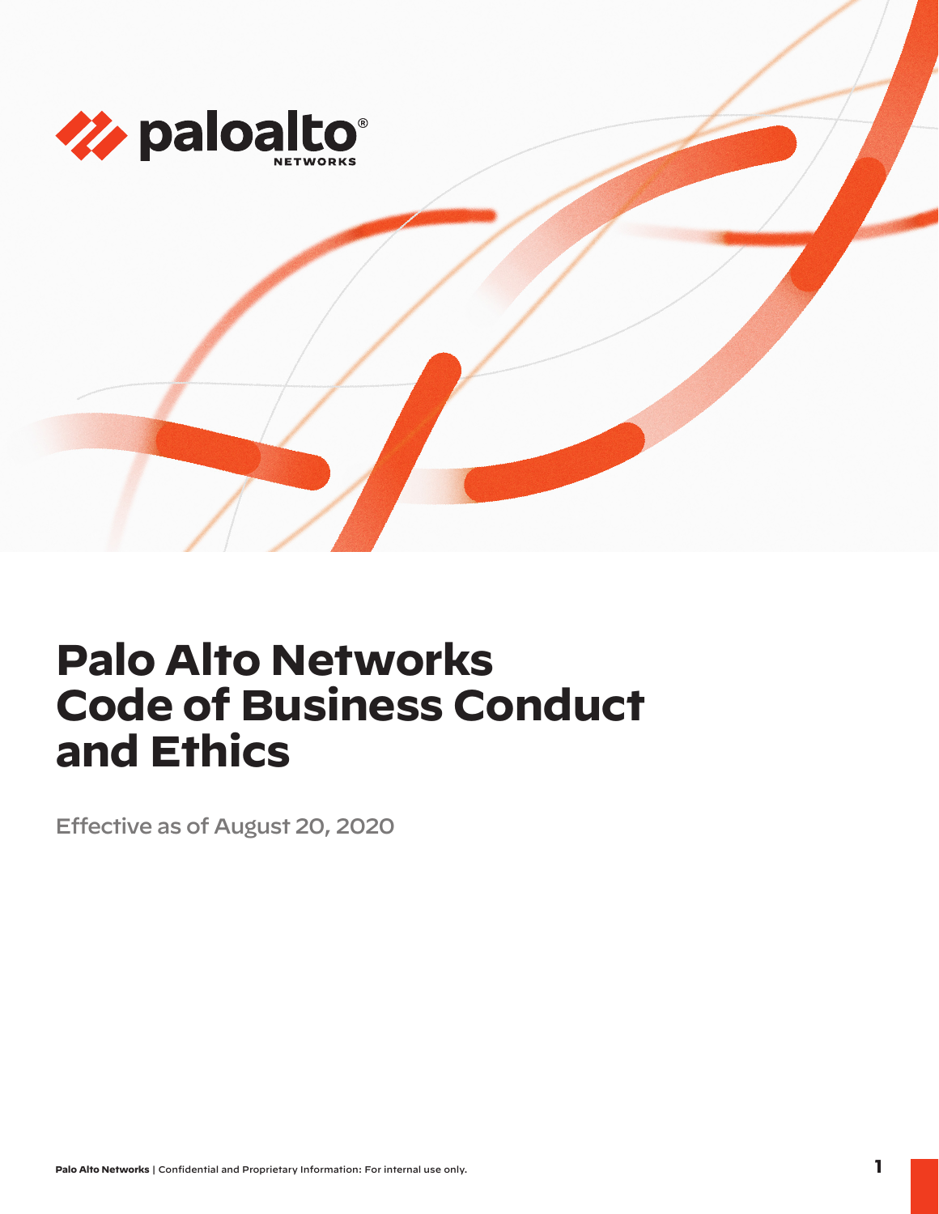# Palo Alto Networks Code of Business Conduct and Ethics

Effective as of August 20, 2020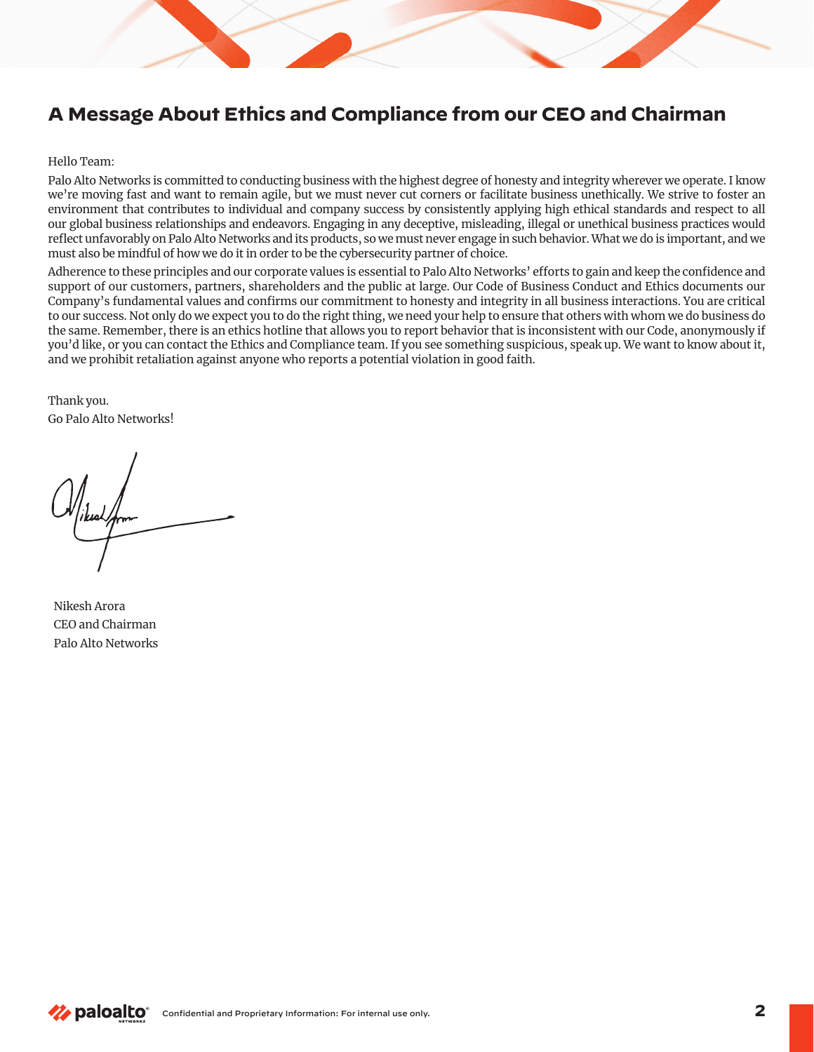## A Message About Ethics and Compliance from our CEO and Chairman

Hello Team:

Palo Alto Networks is committed to conducting business with the highest degree of honesty and integrity wherever we operate. I know we're moving fast and want to remain agile, but we must never cut corners or facilitate business unethically. We strive to foster an environment that contributes to individual and company success by consistently applying high ethical standards and respect to all our global business relationships and endeavors. Engaging in any deceptive, misleading, illegal or unethical business practices would reflect unfavorably on Palo Alto Networks and its products, so we must never engage in such behavior. What we do is important, and we must also be mindful of how we do it in order to be the cybersecurity partner of choice.

Adherence to these principles and our corporate values is essential to Palo Alto Networks' efforts to gain and keep the confidence and support of our customers, partners, shareholders and the public at large. Our Code of Business Conduct and Ethics documents our Company's fundamental values and confirms our commitment to honesty and integrity in all business interactions. You are critical to our success. Not only do we expect you to do the right thing, we need your help to ensure that others with whom we do business do the same. Remember, there is an ethics hotline that allows you to report behavior that is inconsistent with our Code, anonymously if you'd like, or you can contact the Ethics and Compliance team. If you see something suspicious, speak up. We want to know about it, and we prohibit retaliation against anyone who reports a potential violation in good faith.

Thank you.
Go Palo Alto Networks!

Nikesh Arora
CEO and Chairman
Palo Alto Networks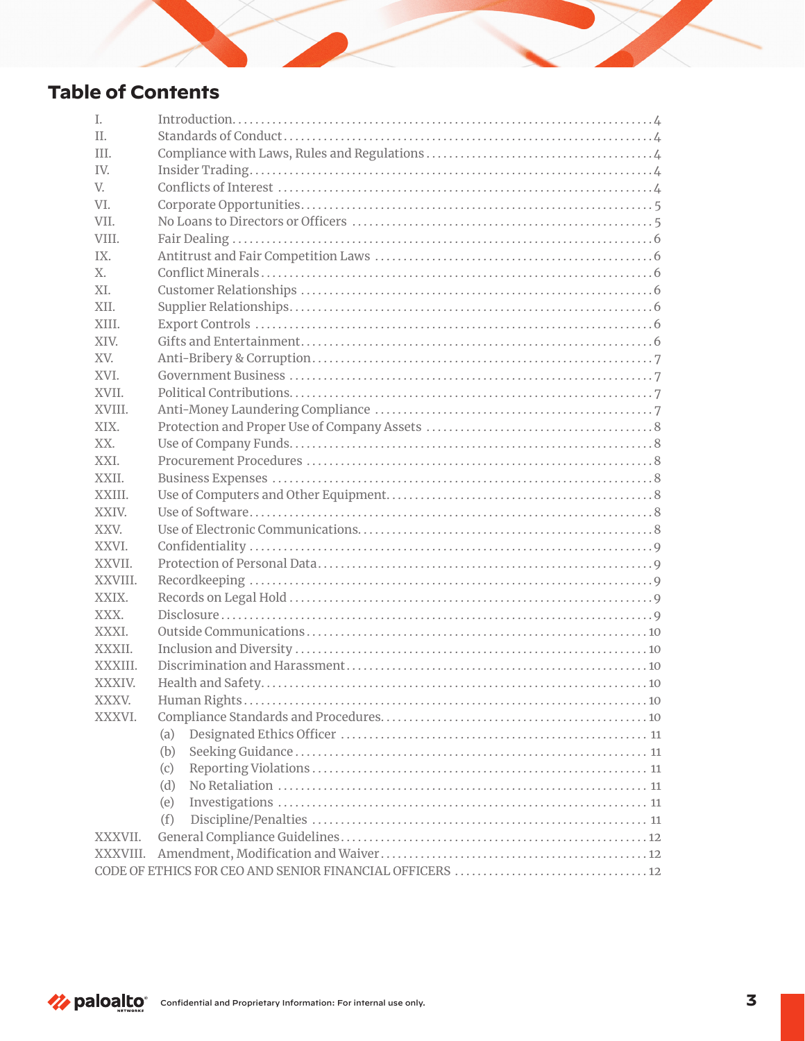## Table of Contents

| | | |
|---|---|---|
| I. | Introduction | 4 |
| II. | Standards of Conduct | 4 |
| III. | Compliance with Laws, Rules and Regulations | 4 |
| IV. | Insider Trading | 4 |
| V. | Conflicts of Interest | 4 |
| VI. | Corporate Opportunities | 5 |
| VII. | No Loans to Directors or Officers | 5 |
| VIII. | Fair Dealing | 6 |
| IX. | Antitrust and Fair Competition Laws | 6 |
| X. | Conflict Minerals | 6 |
| XI. | Customer Relationships | 6 |
| XII. | Supplier Relationships | 6 |
| XIII. | Export Controls | 6 |
| XIV. | Gifts and Entertainment | 6 |
| XV. | Anti-Bribery & Corruption | 7 |
| XVI. | Government Business | 7 |
| XVII. | Political Contributions | 7 |
| XVIII. | Anti-Money Laundering Compliance | 7 |
| XIX. | Protection and Proper Use of Company Assets | 8 |
| XX. | Use of Company Funds | 8 |
| XXI. | Procurement Procedures | 8 |
| XXII. | Business Expenses | 8 |
| XXIII. | Use of Computers and Other Equipment | 8 |
| XXIV. | Use of Software | 8 |
| XXV. | Use of Electronic Communications | 8 |
| XXVI. | Confidentiality | 9 |
| XXVII. | Protection of Personal Data | 9 |
| XXVIII. | Recordkeeping | 9 |
| XXIX. | Records on Legal Hold | 9 |
| XXX. | Disclosure | 9 |
| XXXI. | Outside Communications | 10 |
| XXXII. | Inclusion and Diversity | 10 |
| XXXIII. | Discrimination and Harassment | 10 |
| XXXIV. | Health and Safety | 10 |
| XXXV. | Human Rights | 10 |
| XXXVI. | Compliance Standards and Procedures | 10 |
| | (a) Designated Ethics Officer | 11 |
| | (b) Seeking Guidance | 11 |
| | (c) Reporting Violations | 11 |
| | (d) No Retaliation | 11 |
| | (e) Investigations | 11 |
| | (f) Discipline/Penalties | 11 |
| XXXVII. | General Compliance Guidelines | 12 |
| XXXVIII. | Amendment, Modification and Waiver | 12 |
| CODE OF ETHICS FOR CEO AND SENIOR FINANCIAL OFFICERS | | 12 |

Confidential and Proprietary Information: For internal use only.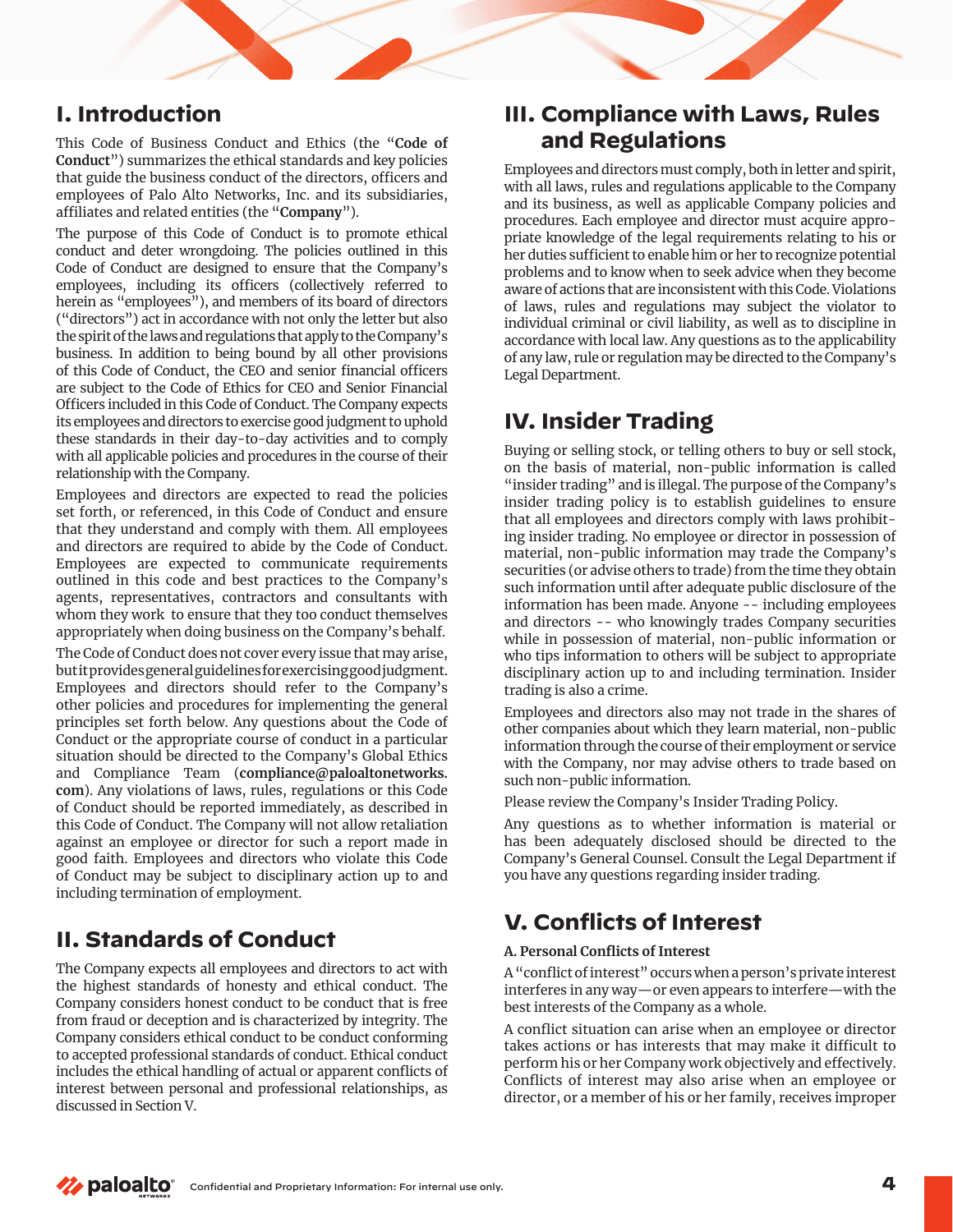# I. Introduction

This Code of Business Conduct and Ethics (the "**Code of Conduct**") summarizes the ethical standards and key policies that guide the business conduct of the directors, officers and employees of Palo Alto Networks, Inc. and its subsidiaries, affiliates and related entities (the "**Company**").

The purpose of this Code of Conduct is to promote ethical conduct and deter wrongdoing. The policies outlined in this Code of Conduct are designed to ensure that the Company's employees, including its officers (collectively referred to herein as "employees"), and members of its board of directors ("directors") act in accordance with not only the letter but also the spirit of the laws and regulations that apply to the Company's business. In addition to being bound by all other provisions of this Code of Conduct, the CEO and senior financial officers are subject to the Code of Ethics for CEO and Senior Financial Officers included in this Code of Conduct. The Company expects its employees and directors to exercise good judgment to uphold these standards in their day-to-day activities and to comply with all applicable policies and procedures in the course of their relationship with the Company.

Employees and directors are expected to read the policies set forth, or referenced, in this Code of Conduct and ensure that they understand and comply with them. All employees and directors are required to abide by the Code of Conduct. Employees are expected to communicate requirements outlined in this code and best practices to the Company's agents, representatives, contractors and consultants with whom they work to ensure that they too conduct themselves appropriately when doing business on the Company's behalf.

The Code of Conduct does not cover every issue that may arise, but it provides general guidelines for exercising good judgment. Employees and directors should refer to the Company's other policies and procedures for implementing the general principles set forth below. Any questions about the Code of Conduct or the appropriate course of conduct in a particular situation should be directed to the Company's Global Ethics and Compliance Team (**compliance@paloaltonetworks.com**). Any violations of laws, rules, regulations or this Code of Conduct should be reported immediately, as described in this Code of Conduct. The Company will not allow retaliation against an employee or director for such a report made in good faith. Employees and directors who violate this Code of Conduct may be subject to disciplinary action up to and including termination of employment.

# II. Standards of Conduct

The Company expects all employees and directors to act with the highest standards of honesty and ethical conduct. The Company considers honest conduct to be conduct that is free from fraud or deception and is characterized by integrity. The Company considers ethical conduct to be conduct conforming to accepted professional standards of conduct. Ethical conduct includes the ethical handling of actual or apparent conflicts of interest between personal and professional relationships, as discussed in Section V.

# III. Compliance with Laws, Rules and Regulations

Employees and directors must comply, both in letter and spirit, with all laws, rules and regulations applicable to the Company and its business, as well as applicable Company policies and procedures. Each employee and director must acquire appropriate knowledge of the legal requirements relating to his or her duties sufficient to enable him or her to recognize potential problems and to know when to seek advice when they become aware of actions that are inconsistent with this Code. Violations of laws, rules and regulations may subject the violator to individual criminal or civil liability, as well as to discipline in accordance with local law. Any questions as to the applicability of any law, rule or regulation may be directed to the Company's Legal Department.

# IV. Insider Trading

Buying or selling stock, or telling others to buy or sell stock, on the basis of material, non-public information is called "insider trading" and is illegal. The purpose of the Company's insider trading policy is to establish guidelines to ensure that all employees and directors comply with laws prohibiting insider trading. No employee or director in possession of material, non-public information may trade the Company's securities (or advise others to trade) from the time they obtain such information until after adequate public disclosure of the information has been made. Anyone -- including employees and directors -- who knowingly trades Company securities while in possession of material, non-public information or who tips information to others will be subject to appropriate disciplinary action up to and including termination. Insider trading is also a crime.

Employees and directors also may not trade in the shares of other companies about which they learn material, non-public information through the course of their employment or service with the Company, nor may advise others to trade based on such non-public information.

Please review the Company's Insider Trading Policy.

Any questions as to whether information is material or has been adequately disclosed should be directed to the Company's General Counsel. Consult the Legal Department if you have any questions regarding insider trading.

# V. Conflicts of Interest

**A. Personal Conflicts of Interest**

A "conflict of interest" occurs when a person's private interest interferes in any way—or even appears to interfere—with the best interests of the Company as a whole.

A conflict situation can arise when an employee or director takes actions or has interests that may make it difficult to perform his or her Company work objectively and effectively. Conflicts of interest may also arise when an employee or director, or a member of his or her family, receives improper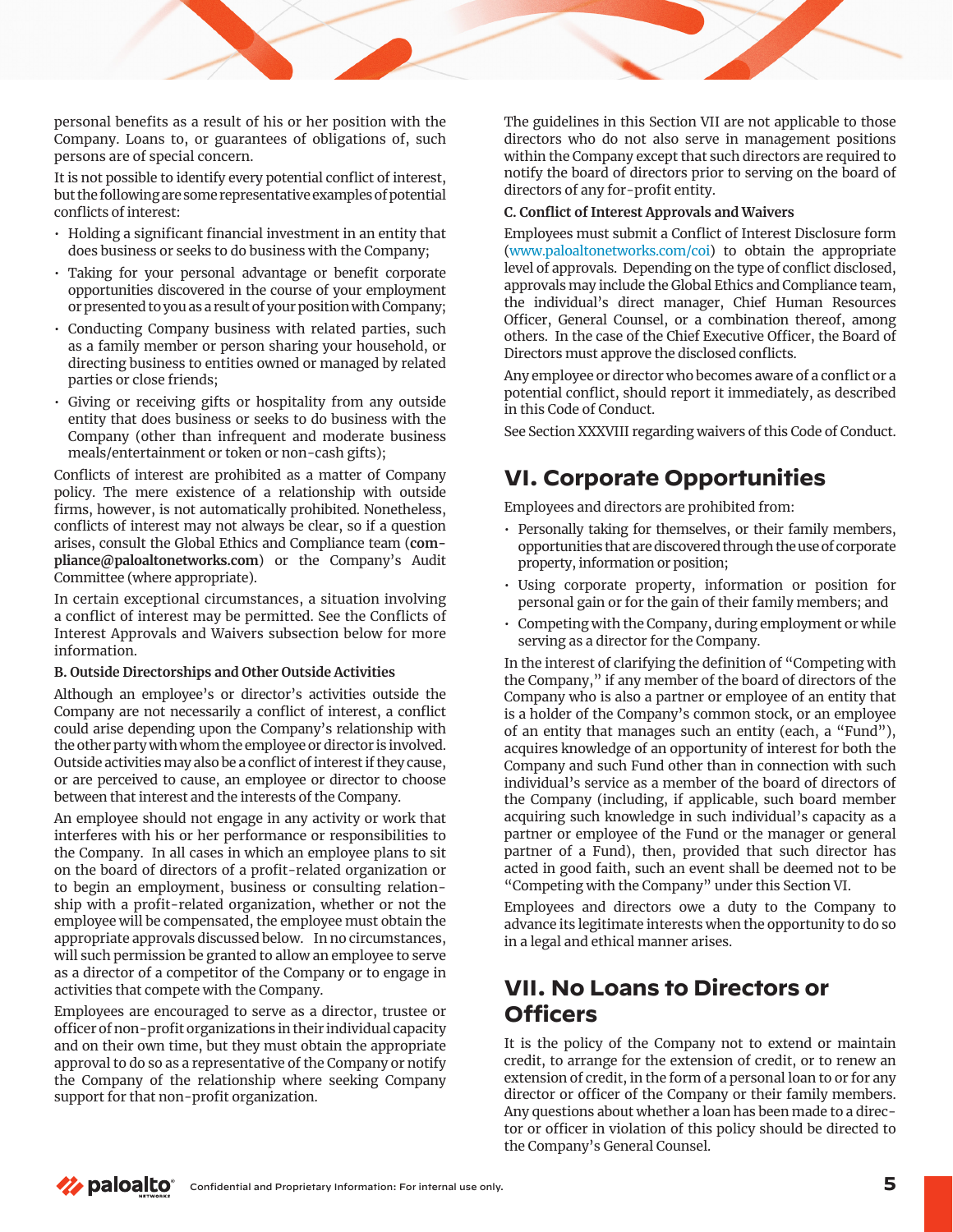personal benefits as a result of his or her position with the Company. Loans to, or guarantees of obligations of, such persons are of special concern.

It is not possible to identify every potential conflict of interest, but the following are some representative examples of potential conflicts of interest:

- Holding a significant financial investment in an entity that does business or seeks to do business with the Company;
- Taking for your personal advantage or benefit corporate opportunities discovered in the course of your employment or presented to you as a result of your position with Company;
- Conducting Company business with related parties, such as a family member or person sharing your household, or directing business to entities owned or managed by related parties or close friends;
- Giving or receiving gifts or hospitality from any outside entity that does business or seeks to do business with the Company (other than infrequent and moderate business meals/entertainment or token or non-cash gifts);

Conflicts of interest are prohibited as a matter of Company policy. The mere existence of a relationship with outside firms, however, is not automatically prohibited. Nonetheless, conflicts of interest may not always be clear, so if a question arises, consult the Global Ethics and Compliance team (**compliance@paloaltonetworks.com**) or the Company's Audit Committee (where appropriate).

In certain exceptional circumstances, a situation involving a conflict of interest may be permitted. See the Conflicts of Interest Approvals and Waivers subsection below for more information.

**B. Outside Directorships and Other Outside Activities**

Although an employee's or director's activities outside the Company are not necessarily a conflict of interest, a conflict could arise depending upon the Company's relationship with the other party with whom the employee or director is involved. Outside activities may also be a conflict of interest if they cause, or are perceived to cause, an employee or director to choose between that interest and the interests of the Company.

An employee should not engage in any activity or work that interferes with his or her performance or responsibilities to the Company. In all cases in which an employee plans to sit on the board of directors of a profit-related organization or to begin an employment, business or consulting relationship with a profit-related organization, whether or not the employee will be compensated, the employee must obtain the appropriate approvals discussed below. In no circumstances, will such permission be granted to allow an employee to serve as a director of a competitor of the Company or to engage in activities that compete with the Company.

Employees are encouraged to serve as a director, trustee or officer of non-profit organizations in their individual capacity and on their own time, but they must obtain the appropriate approval to do so as a representative of the Company or notify the Company of the relationship where seeking Company support for that non-profit organization.

The guidelines in this Section VII are not applicable to those directors who do not also serve in management positions within the Company except that such directors are required to notify the board of directors prior to serving on the board of directors of any for-profit entity.

**C. Conflict of Interest Approvals and Waivers**

Employees must submit a Conflict of Interest Disclosure form (www.paloaltonetworks.com/coi) to obtain the appropriate level of approvals. Depending on the type of conflict disclosed, approvals may include the Global Ethics and Compliance team, the individual's direct manager, Chief Human Resources Officer, General Counsel, or a combination thereof, among others. In the case of the Chief Executive Officer, the Board of Directors must approve the disclosed conflicts.

Any employee or director who becomes aware of a conflict or a potential conflict, should report it immediately, as described in this Code of Conduct.

See Section XXXVIII regarding waivers of this Code of Conduct.

## VI. Corporate Opportunities

Employees and directors are prohibited from:

- Personally taking for themselves, or their family members, opportunities that are discovered through the use of corporate property, information or position;
- Using corporate property, information or position for personal gain or for the gain of their family members; and
- Competing with the Company, during employment or while serving as a director for the Company.

In the interest of clarifying the definition of "Competing with the Company," if any member of the board of directors of the Company who is also a partner or employee of an entity that is a holder of the Company's common stock, or an employee of an entity that manages such an entity (each, a "Fund"), acquires knowledge of an opportunity of interest for both the Company and such Fund other than in connection with such individual's service as a member of the board of directors of the Company (including, if applicable, such board member acquiring such knowledge in such individual's capacity as a partner or employee of the Fund or the manager or general partner of a Fund), then, provided that such director has acted in good faith, such an event shall be deemed not to be "Competing with the Company" under this Section VI.

Employees and directors owe a duty to the Company to advance its legitimate interests when the opportunity to do so in a legal and ethical manner arises.

## VII. No Loans to Directors or Officers

It is the policy of the Company not to extend or maintain credit, to arrange for the extension of credit, or to renew an extension of credit, in the form of a personal loan to or for any director or officer of the Company or their family members. Any questions about whether a loan has been made to a director or officer in violation of this policy should be directed to the Company's General Counsel.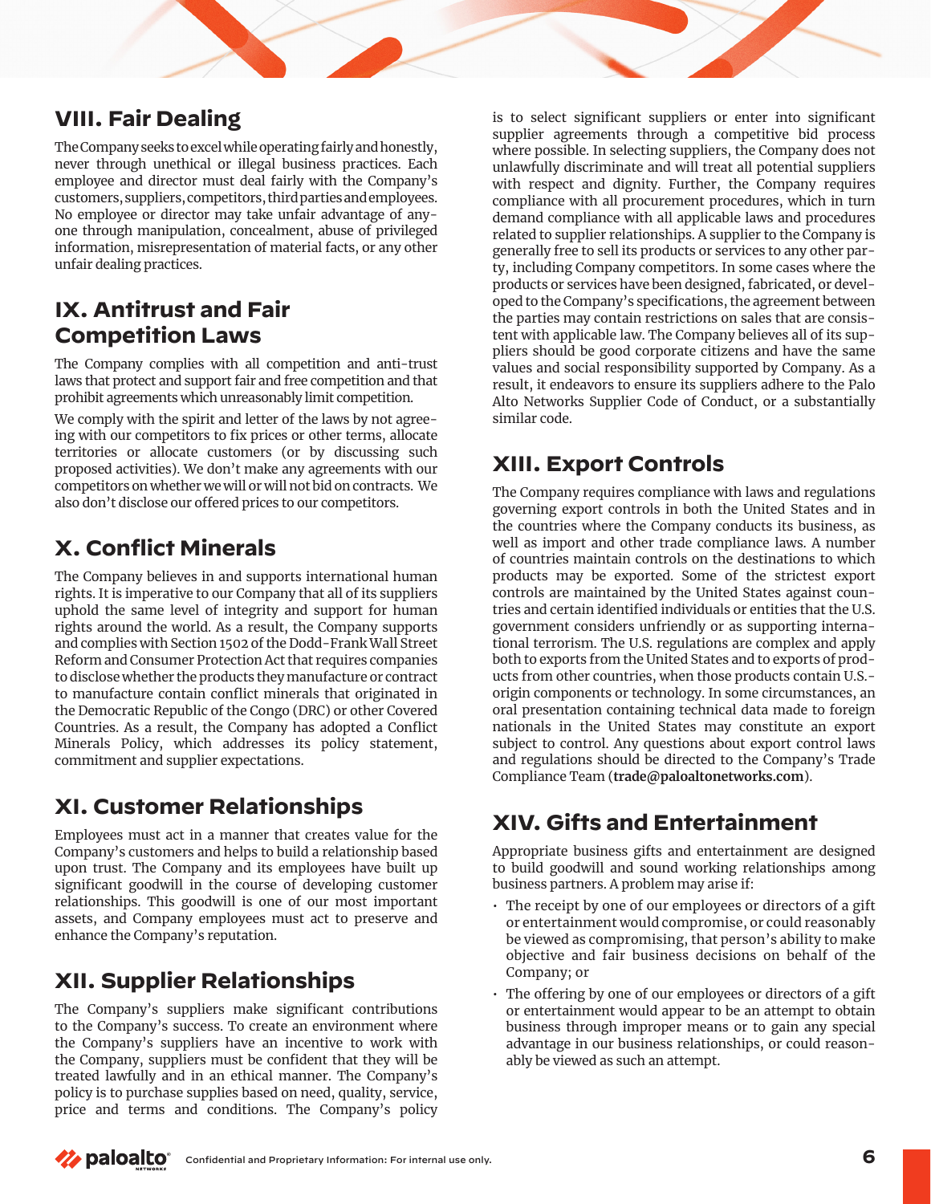## VIII. Fair Dealing

The Company seeks to excel while operating fairly and honestly, never through unethical or illegal business practices. Each employee and director must deal fairly with the Company's customers, suppliers, competitors, third parties and employees. No employee or director may take unfair advantage of anyone through manipulation, concealment, abuse of privileged information, misrepresentation of material facts, or any other unfair dealing practices.

## IX. Antitrust and Fair Competition Laws

The Company complies with all competition and anti-trust laws that protect and support fair and free competition and that prohibit agreements which unreasonably limit competition.

We comply with the spirit and letter of the laws by not agreeing with our competitors to fix prices or other terms, allocate territories or allocate customers (or by discussing such proposed activities). We don't make any agreements with our competitors on whether we will or will not bid on contracts. We also don't disclose our offered prices to our competitors.

## X. Conflict Minerals

The Company believes in and supports international human rights. It is imperative to our Company that all of its suppliers uphold the same level of integrity and support for human rights around the world. As a result, the Company supports and complies with Section 1502 of the Dodd-Frank Wall Street Reform and Consumer Protection Act that requires companies to disclose whether the products they manufacture or contract to manufacture contain conflict minerals that originated in the Democratic Republic of the Congo (DRC) or other Covered Countries. As a result, the Company has adopted a Conflict Minerals Policy, which addresses its policy statement, commitment and supplier expectations.

## XI. Customer Relationships

Employees must act in a manner that creates value for the Company's customers and helps to build a relationship based upon trust. The Company and its employees have built up significant goodwill in the course of developing customer relationships. This goodwill is one of our most important assets, and Company employees must act to preserve and enhance the Company's reputation.

## XII. Supplier Relationships

The Company's suppliers make significant contributions to the Company's success. To create an environment where the Company's suppliers have an incentive to work with the Company, suppliers must be confident that they will be treated lawfully and in an ethical manner. The Company's policy is to purchase supplies based on need, quality, service, price and terms and conditions. The Company's policy is to select significant suppliers or enter into significant supplier agreements through a competitive bid process where possible. In selecting suppliers, the Company does not unlawfully discriminate and will treat all potential suppliers with respect and dignity. Further, the Company requires compliance with all procurement procedures, which in turn demand compliance with all applicable laws and procedures related to supplier relationships. A supplier to the Company is generally free to sell its products or services to any other party, including Company competitors. In some cases where the products or services have been designed, fabricated, or developed to the Company's specifications, the agreement between the parties may contain restrictions on sales that are consistent with applicable law. The Company believes all of its suppliers should be good corporate citizens and have the same values and social responsibility supported by Company. As a result, it endeavors to ensure its suppliers adhere to the Palo Alto Networks Supplier Code of Conduct, or a substantially similar code.

## XIII. Export Controls

The Company requires compliance with laws and regulations governing export controls in both the United States and in the countries where the Company conducts its business, as well as import and other trade compliance laws. A number of countries maintain controls on the destinations to which products may be exported. Some of the strictest export controls are maintained by the United States against countries and certain identified individuals or entities that the U.S. government considers unfriendly or as supporting international terrorism. The U.S. regulations are complex and apply both to exports from the United States and to exports of products from other countries, when those products contain U.S.-origin components or technology. In some circumstances, an oral presentation containing technical data made to foreign nationals in the United States may constitute an export subject to control. Any questions about export control laws and regulations should be directed to the Company's Trade Compliance Team (**trade@paloaltonetworks.com**).

## XIV. Gifts and Entertainment

Appropriate business gifts and entertainment are designed to build goodwill and sound working relationships among business partners. A problem may arise if:

- The receipt by one of our employees or directors of a gift or entertainment would compromise, or could reasonably be viewed as compromising, that person's ability to make objective and fair business decisions on behalf of the Company; or
- The offering by one of our employees or directors of a gift or entertainment would appear to be an attempt to obtain business through improper means or to gain any special advantage in our business relationships, or could reasonably be viewed as such an attempt.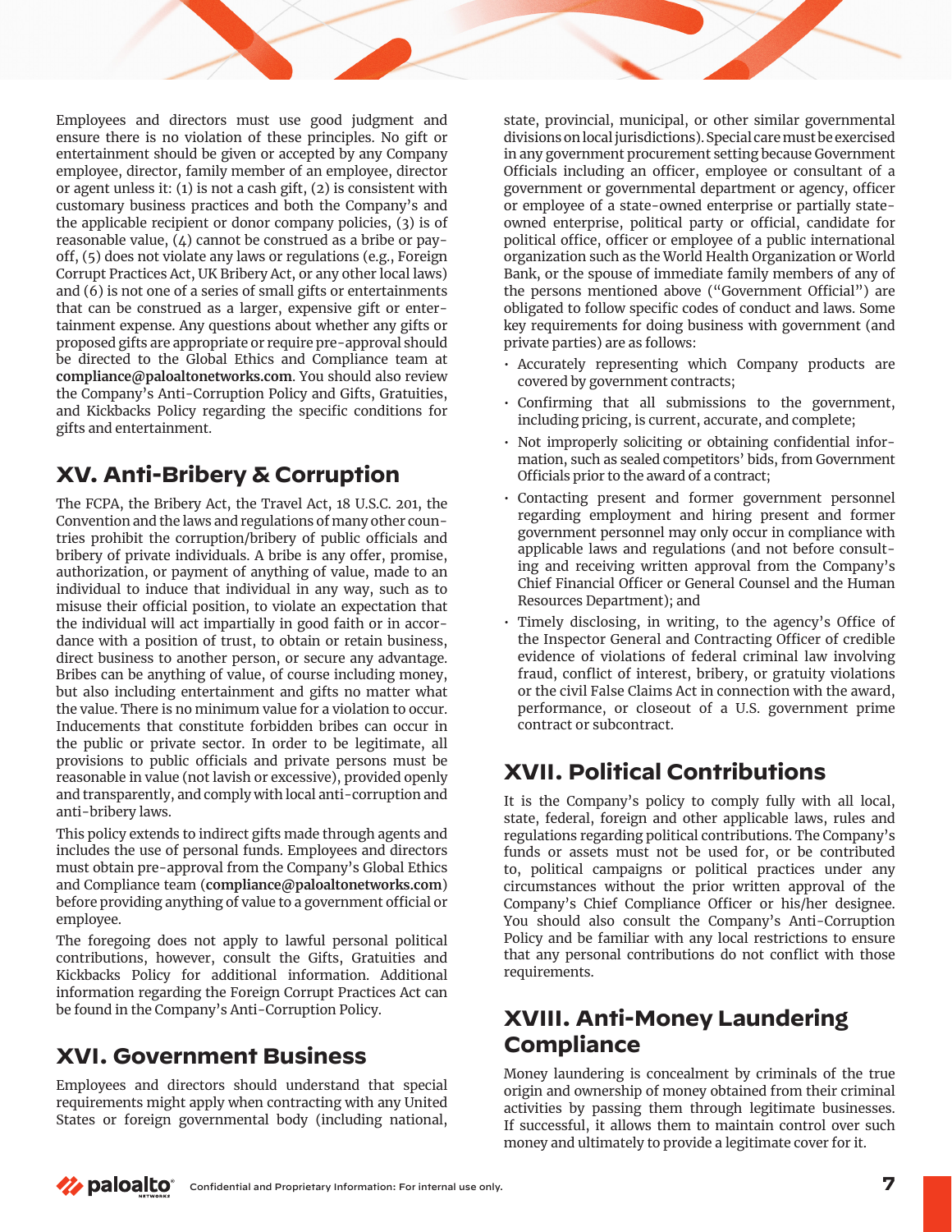Employees and directors must use good judgment and ensure there is no violation of these principles. No gift or entertainment should be given or accepted by any Company employee, director, family member of an employee, director or agent unless it: (1) is not a cash gift, (2) is consistent with customary business practices and both the Company's and the applicable recipient or donor company policies, (3) is of reasonable value, (4) cannot be construed as a bribe or payoff, (5) does not violate any laws or regulations (e.g., Foreign Corrupt Practices Act, UK Bribery Act, or any other local laws) and (6) is not one of a series of small gifts or entertainments that can be construed as a larger, expensive gift or entertainment expense. Any questions about whether any gifts or proposed gifts are appropriate or require pre-approval should be directed to the Global Ethics and Compliance team at **compliance@paloaltonetworks.com**. You should also review the Company's Anti-Corruption Policy and Gifts, Gratuities, and Kickbacks Policy regarding the specific conditions for gifts and entertainment.

## XV. Anti-Bribery & Corruption

The FCPA, the Bribery Act, the Travel Act, 18 U.S.C. 201, the Convention and the laws and regulations of many other countries prohibit the corruption/bribery of public officials and bribery of private individuals. A bribe is any offer, promise, authorization, or payment of anything of value, made to an individual to induce that individual in any way, such as to misuse their official position, to violate an expectation that the individual will act impartially in good faith or in accordance with a position of trust, to obtain or retain business, direct business to another person, or secure any advantage. Bribes can be anything of value, of course including money, but also including entertainment and gifts no matter what the value. There is no minimum value for a violation to occur. Inducements that constitute forbidden bribes can occur in the public or private sector. In order to be legitimate, all provisions to public officials and private persons must be reasonable in value (not lavish or excessive), provided openly and transparently, and comply with local anti-corruption and anti-bribery laws.

This policy extends to indirect gifts made through agents and includes the use of personal funds. Employees and directors must obtain pre-approval from the Company's Global Ethics and Compliance team (**compliance@paloaltonetworks.com**) before providing anything of value to a government official or employee.

The foregoing does not apply to lawful personal political contributions, however, consult the Gifts, Gratuities and Kickbacks Policy for additional information. Additional information regarding the Foreign Corrupt Practices Act can be found in the Company's Anti-Corruption Policy.

## XVI. Government Business

Employees and directors should understand that special requirements might apply when contracting with any United States or foreign governmental body (including national, state, provincial, municipal, or other similar governmental divisions on local jurisdictions). Special care must be exercised in any government procurement setting because Government Officials including an officer, employee or consultant of a government or governmental department or agency, officer or employee of a state-owned enterprise or partially state-owned enterprise, political party or official, candidate for political office, officer or employee of a public international organization such as the World Health Organization or World Bank, or the spouse of immediate family members of any of the persons mentioned above ("Government Official") are obligated to follow specific codes of conduct and laws. Some key requirements for doing business with government (and private parties) are as follows:

- Accurately representing which Company products are covered by government contracts;
- Confirming that all submissions to the government, including pricing, is current, accurate, and complete;
- Not improperly soliciting or obtaining confidential information, such as sealed competitors' bids, from Government Officials prior to the award of a contract;
- Contacting present and former government personnel regarding employment and hiring present and former government personnel may only occur in compliance with applicable laws and regulations (and not before consulting and receiving written approval from the Company's Chief Financial Officer or General Counsel and the Human Resources Department); and
- Timely disclosing, in writing, to the agency's Office of the Inspector General and Contracting Officer of credible evidence of violations of federal criminal law involving fraud, conflict of interest, bribery, or gratuity violations or the civil False Claims Act in connection with the award, performance, or closeout of a U.S. government prime contract or subcontract.

## XVII. Political Contributions

It is the Company's policy to comply fully with all local, state, federal, foreign and other applicable laws, rules and regulations regarding political contributions. The Company's funds or assets must not be used for, or be contributed to, political campaigns or political practices under any circumstances without the prior written approval of the Company's Chief Compliance Officer or his/her designee. You should also consult the Company's Anti-Corruption Policy and be familiar with any local restrictions to ensure that any personal contributions do not conflict with those requirements.

## XVIII. Anti-Money Laundering Compliance

Money laundering is concealment by criminals of the true origin and ownership of money obtained from their criminal activities by passing them through legitimate businesses. If successful, it allows them to maintain control over such money and ultimately to provide a legitimate cover for it.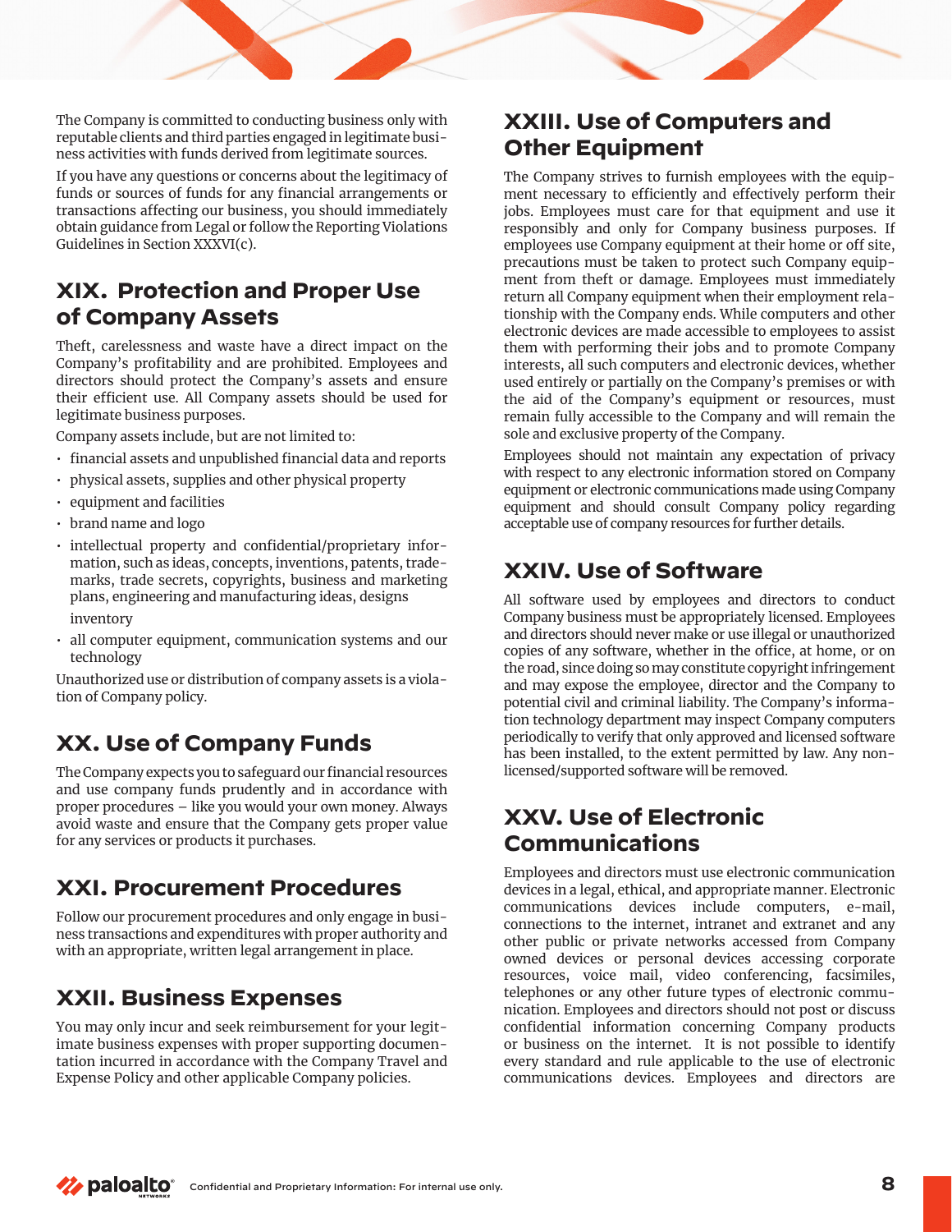The Company is committed to conducting business only with reputable clients and third parties engaged in legitimate business activities with funds derived from legitimate sources.

If you have any questions or concerns about the legitimacy of funds or sources of funds for any financial arrangements or transactions affecting our business, you should immediately obtain guidance from Legal or follow the Reporting Violations Guidelines in Section XXXVI(c).

## XIX. Protection and Proper Use of Company Assets

Theft, carelessness and waste have a direct impact on the Company's profitability and are prohibited. Employees and directors should protect the Company's assets and ensure their efficient use. All Company assets should be used for legitimate business purposes.

Company assets include, but are not limited to:

- financial assets and unpublished financial data and reports
- physical assets, supplies and other physical property
- equipment and facilities
- brand name and logo
- intellectual property and confidential/proprietary information, such as ideas, concepts, inventions, patents, trademarks, trade secrets, copyrights, business and marketing plans, engineering and manufacturing ideas, designs inventory
- all computer equipment, communication systems and our technology

Unauthorized use or distribution of company assets is a violation of Company policy.

## XX. Use of Company Funds

The Company expects you to safeguard our financial resources and use company funds prudently and in accordance with proper procedures – like you would your own money. Always avoid waste and ensure that the Company gets proper value for any services or products it purchases.

## XXI. Procurement Procedures

Follow our procurement procedures and only engage in business transactions and expenditures with proper authority and with an appropriate, written legal arrangement in place.

## XXII. Business Expenses

You may only incur and seek reimbursement for your legitimate business expenses with proper supporting documentation incurred in accordance with the Company Travel and Expense Policy and other applicable Company policies.

## XXIII. Use of Computers and Other Equipment

The Company strives to furnish employees with the equipment necessary to efficiently and effectively perform their jobs. Employees must care for that equipment and use it responsibly and only for Company business purposes. If employees use Company equipment at their home or off site, precautions must be taken to protect such Company equipment from theft or damage. Employees must immediately return all Company equipment when their employment relationship with the Company ends. While computers and other electronic devices are made accessible to employees to assist them with performing their jobs and to promote Company interests, all such computers and electronic devices, whether used entirely or partially on the Company's premises or with the aid of the Company's equipment or resources, must remain fully accessible to the Company and will remain the sole and exclusive property of the Company.

Employees should not maintain any expectation of privacy with respect to any electronic information stored on Company equipment or electronic communications made using Company equipment and should consult Company policy regarding acceptable use of company resources for further details.

## XXIV. Use of Software

All software used by employees and directors to conduct Company business must be appropriately licensed. Employees and directors should never make or use illegal or unauthorized copies of any software, whether in the office, at home, or on the road, since doing so may constitute copyright infringement and may expose the employee, director and the Company to potential civil and criminal liability. The Company's information technology department may inspect Company computers periodically to verify that only approved and licensed software has been installed, to the extent permitted by law. Any non-licensed/supported software will be removed.

## XXV. Use of Electronic Communications

Employees and directors must use electronic communication devices in a legal, ethical, and appropriate manner. Electronic communications devices include computers, e-mail, connections to the internet, intranet and extranet and any other public or private networks accessed from Company owned devices or personal devices accessing corporate resources, voice mail, video conferencing, facsimiles, telephones or any other future types of electronic communication. Employees and directors should not post or discuss confidential information concerning Company products or business on the internet. It is not possible to identify every standard and rule applicable to the use of electronic communications devices. Employees and directors are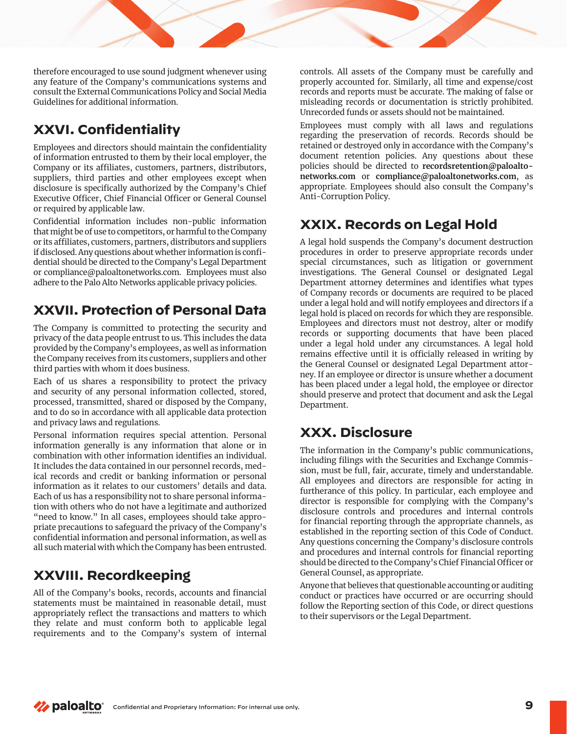therefore encouraged to use sound judgment whenever using any feature of the Company's communications systems and consult the External Communications Policy and Social Media Guidelines for additional information.

## XXVI. Confidentiality

Employees and directors should maintain the confidentiality of information entrusted to them by their local employer, the Company or its affiliates, customers, partners, distributors, suppliers, third parties and other employees except when disclosure is specifically authorized by the Company's Chief Executive Officer, Chief Financial Officer or General Counsel or required by applicable law.

Confidential information includes non-public information that might be of use to competitors, or harmful to the Company or its affiliates, customers, partners, distributors and suppliers if disclosed. Any questions about whether information is confidential should be directed to the Company's Legal Department or compliance@paloaltonetworks.com. Employees must also adhere to the Palo Alto Networks applicable privacy policies.

## XXVII. Protection of Personal Data

The Company is committed to protecting the security and privacy of the data people entrust to us. This includes the data provided by the Company's employees, as well as information the Company receives from its customers, suppliers and other third parties with whom it does business.

Each of us shares a responsibility to protect the privacy and security of any personal information collected, stored, processed, transmitted, shared or disposed by the Company, and to do so in accordance with all applicable data protection and privacy laws and regulations.

Personal information requires special attention. Personal information generally is any information that alone or in combination with other information identifies an individual. It includes the data contained in our personnel records, medical records and credit or banking information or personal information as it relates to our customers' details and data. Each of us has a responsibility not to share personal information with others who do not have a legitimate and authorized "need to know." In all cases, employees should take appropriate precautions to safeguard the privacy of the Company's confidential information and personal information, as well as all such material with which the Company has been entrusted.

## XXVIII. Recordkeeping

All of the Company's books, records, accounts and financial statements must be maintained in reasonable detail, must appropriately reflect the transactions and matters to which they relate and must conform both to applicable legal requirements and to the Company's system of internal controls. All assets of the Company must be carefully and properly accounted for. Similarly, all time and expense/cost records and reports must be accurate. The making of false or misleading records or documentation is strictly prohibited. Unrecorded funds or assets should not be maintained.

Employees must comply with all laws and regulations regarding the preservation of records. Records should be retained or destroyed only in accordance with the Company's document retention policies. Any questions about these policies should be directed to **recordsretention@paloaltonetworks.com** or **compliance@paloaltonetworks.com**, as appropriate. Employees should also consult the Company's Anti-Corruption Policy.

## XXIX. Records on Legal Hold

A legal hold suspends the Company's document destruction procedures in order to preserve appropriate records under special circumstances, such as litigation or government investigations. The General Counsel or designated Legal Department attorney determines and identifies what types of Company records or documents are required to be placed under a legal hold and will notify employees and directors if a legal hold is placed on records for which they are responsible. Employees and directors must not destroy, alter or modify records or supporting documents that have been placed under a legal hold under any circumstances. A legal hold remains effective until it is officially released in writing by the General Counsel or designated Legal Department attorney. If an employee or director is unsure whether a document has been placed under a legal hold, the employee or director should preserve and protect that document and ask the Legal Department.

## XXX. Disclosure

The information in the Company's public communications, including filings with the Securities and Exchange Commission, must be full, fair, accurate, timely and understandable. All employees and directors are responsible for acting in furtherance of this policy. In particular, each employee and director is responsible for complying with the Company's disclosure controls and procedures and internal controls for financial reporting through the appropriate channels, as established in the reporting section of this Code of Conduct. Any questions concerning the Company's disclosure controls and procedures and internal controls for financial reporting should be directed to the Company's Chief Financial Officer or General Counsel, as appropriate.

Anyone that believes that questionable accounting or auditing conduct or practices have occurred or are occurring should follow the Reporting section of this Code, or direct questions to their supervisors or the Legal Department.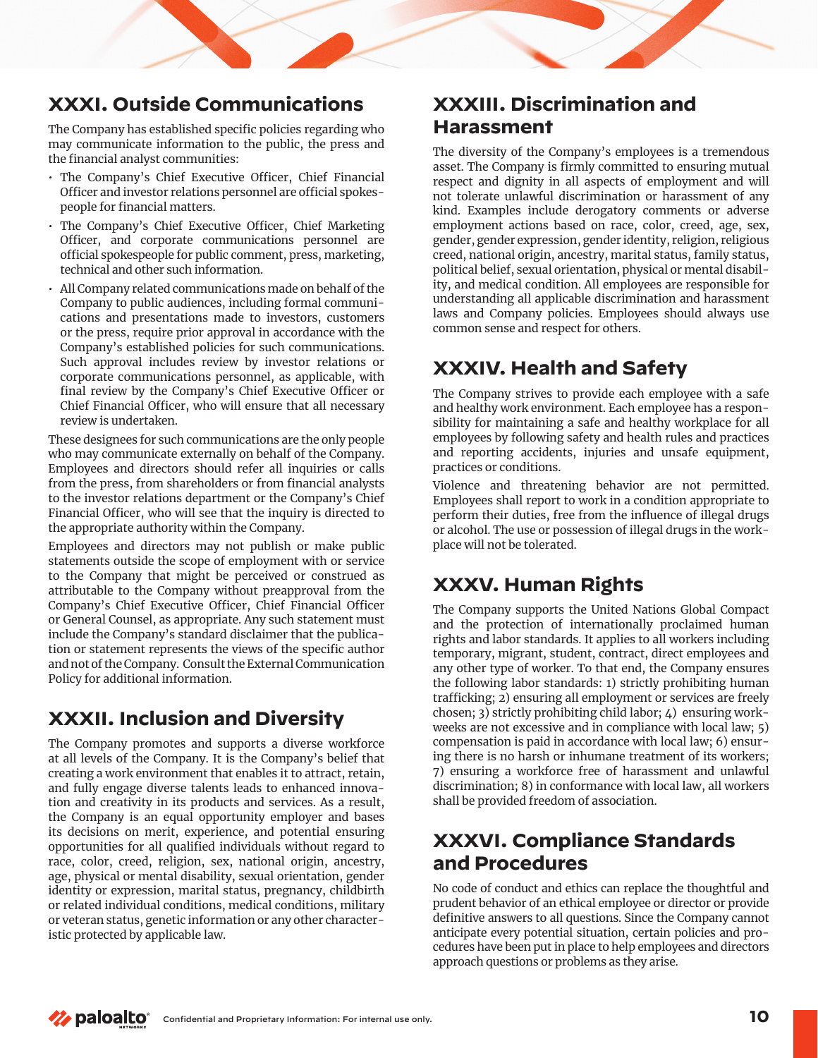## XXXI. Outside Communications

The Company has established specific policies regarding who may communicate information to the public, the press and the financial analyst communities:

- The Company's Chief Executive Officer, Chief Financial Officer and investor relations personnel are official spokespeople for financial matters.
- The Company's Chief Executive Officer, Chief Marketing Officer, and corporate communications personnel are official spokespeople for public comment, press, marketing, technical and other such information.
- All Company related communications made on behalf of the Company to public audiences, including formal communications and presentations made to investors, customers or the press, require prior approval in accordance with the Company's established policies for such communications. Such approval includes review by investor relations or corporate communications personnel, as applicable, with final review by the Company's Chief Executive Officer or Chief Financial Officer, who will ensure that all necessary review is undertaken.

These designees for such communications are the only people who may communicate externally on behalf of the Company. Employees and directors should refer all inquiries or calls from the press, from shareholders or from financial analysts to the investor relations department or the Company's Chief Financial Officer, who will see that the inquiry is directed to the appropriate authority within the Company.

Employees and directors may not publish or make public statements outside the scope of employment with or service to the Company that might be perceived or construed as attributable to the Company without preapproval from the Company's Chief Executive Officer, Chief Financial Officer or General Counsel, as appropriate. Any such statement must include the Company's standard disclaimer that the publication or statement represents the views of the specific author and not of the Company. Consult the External Communication Policy for additional information.

## XXXII. Inclusion and Diversity

The Company promotes and supports a diverse workforce at all levels of the Company. It is the Company's belief that creating a work environment that enables it to attract, retain, and fully engage diverse talents leads to enhanced innovation and creativity in its products and services. As a result, the Company is an equal opportunity employer and bases its decisions on merit, experience, and potential ensuring opportunities for all qualified individuals without regard to race, color, creed, religion, sex, national origin, ancestry, age, physical or mental disability, sexual orientation, gender identity or expression, marital status, pregnancy, childbirth or related individual conditions, medical conditions, military or veteran status, genetic information or any other characteristic protected by applicable law.

## XXXIII. Discrimination and Harassment

The diversity of the Company's employees is a tremendous asset. The Company is firmly committed to ensuring mutual respect and dignity in all aspects of employment and will not tolerate unlawful discrimination or harassment of any kind. Examples include derogatory comments or adverse employment actions based on race, color, creed, age, sex, gender, gender expression, gender identity, religion, religious creed, national origin, ancestry, marital status, family status, political belief, sexual orientation, physical or mental disability, and medical condition. All employees are responsible for understanding all applicable discrimination and harassment laws and Company policies. Employees should always use common sense and respect for others.

## XXXIV. Health and Safety

The Company strives to provide each employee with a safe and healthy work environment. Each employee has a responsibility for maintaining a safe and healthy workplace for all employees by following safety and health rules and practices and reporting accidents, injuries and unsafe equipment, practices or conditions.

Violence and threatening behavior are not permitted. Employees shall report to work in a condition appropriate to perform their duties, free from the influence of illegal drugs or alcohol. The use or possession of illegal drugs in the workplace will not be tolerated.

## XXXV. Human Rights

The Company supports the United Nations Global Compact and the protection of internationally proclaimed human rights and labor standards. It applies to all workers including temporary, migrant, student, contract, direct employees and any other type of worker. To that end, the Company ensures the following labor standards: 1) strictly prohibiting human trafficking; 2) ensuring all employment or services are freely chosen; 3) strictly prohibiting child labor; 4) ensuring workweeks are not excessive and in compliance with local law; 5) compensation is paid in accordance with local law; 6) ensuring there is no harsh or inhumane treatment of its workers; 7) ensuring a workforce free of harassment and unlawful discrimination; 8) in conformance with local law, all workers shall be provided freedom of association.

## XXXVI. Compliance Standards and Procedures

No code of conduct and ethics can replace the thoughtful and prudent behavior of an ethical employee or director or provide definitive answers to all questions. Since the Company cannot anticipate every potential situation, certain policies and procedures have been put in place to help employees and directors approach questions or problems as they arise.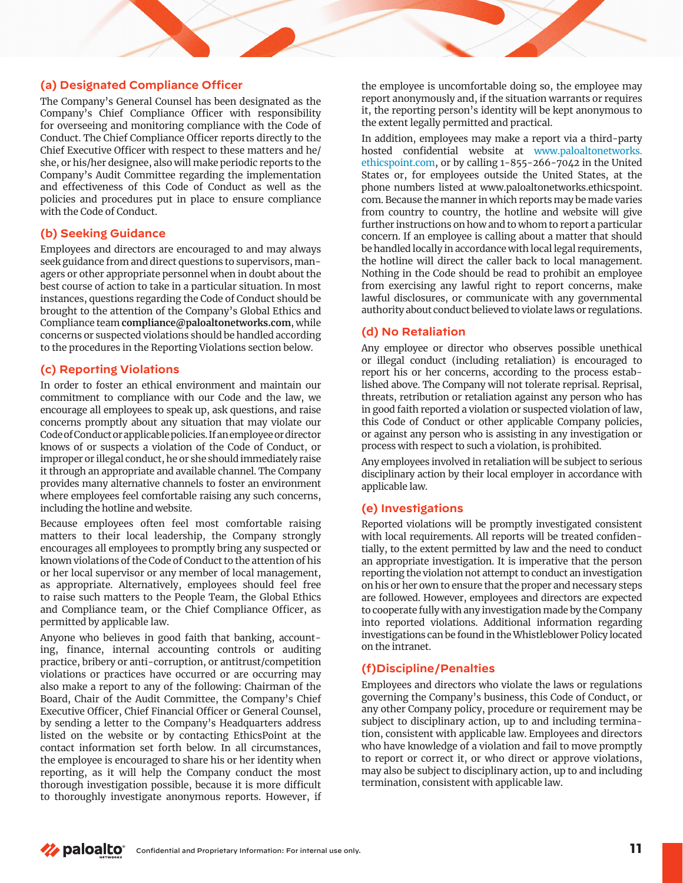### (a) Designated Compliance Officer

The Company's General Counsel has been designated as the Company's Chief Compliance Officer with responsibility for overseeing and monitoring compliance with the Code of Conduct. The Chief Compliance Officer reports directly to the Chief Executive Officer with respect to these matters and he/she, or his/her designee, also will make periodic reports to the Company's Audit Committee regarding the implementation and effectiveness of this Code of Conduct as well as the policies and procedures put in place to ensure compliance with the Code of Conduct.

### (b) Seeking Guidance

Employees and directors are encouraged to and may always seek guidance from and direct questions to supervisors, managers or other appropriate personnel when in doubt about the best course of action to take in a particular situation. In most instances, questions regarding the Code of Conduct should be brought to the attention of the Company's Global Ethics and Compliance team **compliance@paloaltonetworks.com**, while concerns or suspected violations should be handled according to the procedures in the Reporting Violations section below.

### (c) Reporting Violations

In order to foster an ethical environment and maintain our commitment to compliance with our Code and the law, we encourage all employees to speak up, ask questions, and raise concerns promptly about any situation that may violate our Code of Conduct or applicable policies. If an employee or director knows of or suspects a violation of the Code of Conduct, or improper or illegal conduct, he or she should immediately raise it through an appropriate and available channel. The Company provides many alternative channels to foster an environment where employees feel comfortable raising any such concerns, including the hotline and website.

Because employees often feel most comfortable raising matters to their local leadership, the Company strongly encourages all employees to promptly bring any suspected or known violations of the Code of Conduct to the attention of his or her local supervisor or any member of local management, as appropriate. Alternatively, employees should feel free to raise such matters to the People Team, the Global Ethics and Compliance team, or the Chief Compliance Officer, as permitted by applicable law.

Anyone who believes in good faith that banking, accounting, finance, internal accounting controls or auditing practice, bribery or anti-corruption, or antitrust/competition violations or practices have occurred or are occurring may also make a report to any of the following: Chairman of the Board, Chair of the Audit Committee, the Company's Chief Executive Officer, Chief Financial Officer or General Counsel, by sending a letter to the Company's Headquarters address listed on the website or by contacting EthicsPoint at the contact information set forth below. In all circumstances, the employee is encouraged to share his or her identity when reporting, as it will help the Company conduct the most thorough investigation possible, because it is more difficult to thoroughly investigate anonymous reports. However, if the employee is uncomfortable doing so, the employee may report anonymously and, if the situation warrants or requires it, the reporting person's identity will be kept anonymous to the extent legally permitted and practical.

In addition, employees may make a report via a third-party hosted confidential website at www.paloaltonetworks.ethicspoint.com, or by calling 1-855-266-7042 in the United States or, for employees outside the United States, at the phone numbers listed at www.paloaltonetworks.ethicspoint.com. Because the manner in which reports may be made varies from country to country, the hotline and website will give further instructions on how and to whom to report a particular concern. If an employee is calling about a matter that should be handled locally in accordance with local legal requirements, the hotline will direct the caller back to local management. Nothing in the Code should be read to prohibit an employee from exercising any lawful right to report concerns, make lawful disclosures, or communicate with any governmental authority about conduct believed to violate laws or regulations.

### (d) No Retaliation

Any employee or director who observes possible unethical or illegal conduct (including retaliation) is encouraged to report his or her concerns, according to the process established above. The Company will not tolerate reprisal. Reprisal, threats, retribution or retaliation against any person who has in good faith reported a violation or suspected violation of law, this Code of Conduct or other applicable Company policies, or against any person who is assisting in any investigation or process with respect to such a violation, is prohibited.

Any employees involved in retaliation will be subject to serious disciplinary action by their local employer in accordance with applicable law.

### (e) Investigations

Reported violations will be promptly investigated consistent with local requirements. All reports will be treated confidentially, to the extent permitted by law and the need to conduct an appropriate investigation. It is imperative that the person reporting the violation not attempt to conduct an investigation on his or her own to ensure that the proper and necessary steps are followed. However, employees and directors are expected to cooperate fully with any investigation made by the Company into reported violations. Additional information regarding investigations can be found in the Whistleblower Policy located on the intranet.

### (f)Discipline/Penalties

Employees and directors who violate the laws or regulations governing the Company's business, this Code of Conduct, or any other Company policy, procedure or requirement may be subject to disciplinary action, up to and including termination, consistent with applicable law. Employees and directors who have knowledge of a violation and fail to move promptly to report or correct it, or who direct or approve violations, may also be subject to disciplinary action, up to and including termination, consistent with applicable law.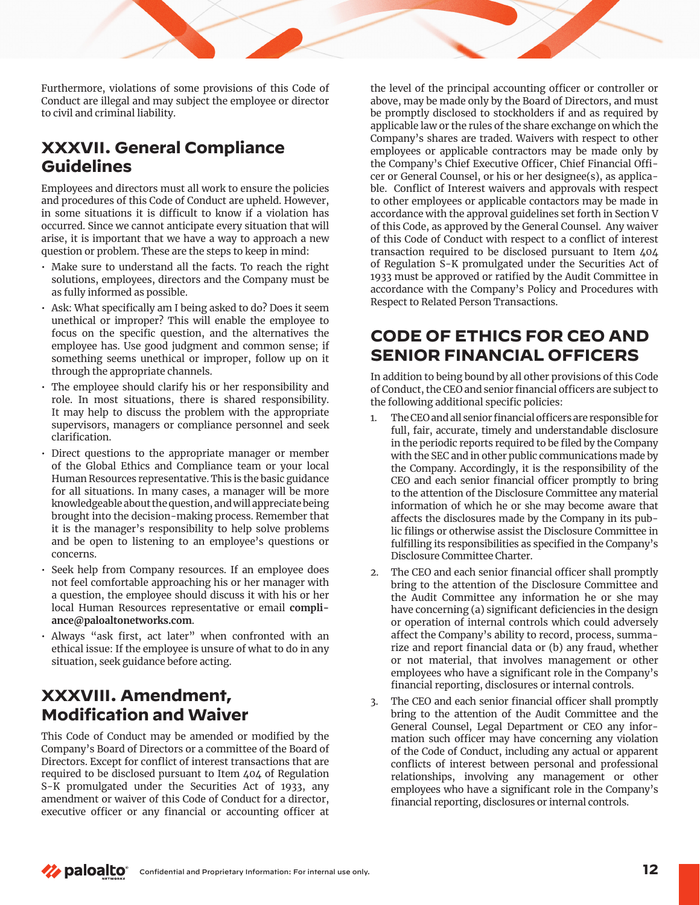Furthermore, violations of some provisions of this Code of Conduct are illegal and may subject the employee or director to civil and criminal liability.

## XXXVII. General Compliance Guidelines

Employees and directors must all work to ensure the policies and procedures of this Code of Conduct are upheld. However, in some situations it is difficult to know if a violation has occurred. Since we cannot anticipate every situation that will arise, it is important that we have a way to approach a new question or problem. These are the steps to keep in mind:

- Make sure to understand all the facts. To reach the right solutions, employees, directors and the Company must be as fully informed as possible.
- Ask: What specifically am I being asked to do? Does it seem unethical or improper? This will enable the employee to focus on the specific question, and the alternatives the employee has. Use good judgment and common sense; if something seems unethical or improper, follow up on it through the appropriate channels.
- The employee should clarify his or her responsibility and role. In most situations, there is shared responsibility. It may help to discuss the problem with the appropriate supervisors, managers or compliance personnel and seek clarification.
- Direct questions to the appropriate manager or member of the Global Ethics and Compliance team or your local Human Resources representative. This is the basic guidance for all situations. In many cases, a manager will be more knowledgeable about the question, and will appreciate being brought into the decision-making process. Remember that it is the manager's responsibility to help solve problems and be open to listening to an employee's questions or concerns.
- Seek help from Company resources. If an employee does not feel comfortable approaching his or her manager with a question, the employee should discuss it with his or her local Human Resources representative or email **compliance@paloaltonetworks.com**.
- Always "ask first, act later" when confronted with an ethical issue: If the employee is unsure of what to do in any situation, seek guidance before acting.

## XXXVIII. Amendment, Modification and Waiver

This Code of Conduct may be amended or modified by the Company's Board of Directors or a committee of the Board of Directors. Except for conflict of interest transactions that are required to be disclosed pursuant to Item 404 of Regulation S-K promulgated under the Securities Act of 1933, any amendment or waiver of this Code of Conduct for a director, executive officer or any financial or accounting officer at the level of the principal accounting officer or controller or above, may be made only by the Board of Directors, and must be promptly disclosed to stockholders if and as required by applicable law or the rules of the share exchange on which the Company's shares are traded. Waivers with respect to other employees or applicable contractors may be made only by the Company's Chief Executive Officer, Chief Financial Officer or General Counsel, or his or her designee(s), as applicable. Conflict of Interest waivers and approvals with respect to other employees or applicable contactors may be made in accordance with the approval guidelines set forth in Section V of this Code, as approved by the General Counsel. Any waiver of this Code of Conduct with respect to a conflict of interest transaction required to be disclosed pursuant to Item 404 of Regulation S-K promulgated under the Securities Act of 1933 must be approved or ratified by the Audit Committee in accordance with the Company's Policy and Procedures with Respect to Related Person Transactions.

## CODE OF ETHICS FOR CEO AND SENIOR FINANCIAL OFFICERS

In addition to being bound by all other provisions of this Code of Conduct, the CEO and senior financial officers are subject to the following additional specific policies:

1. The CEO and all senior financial officers are responsible for full, fair, accurate, timely and understandable disclosure in the periodic reports required to be filed by the Company with the SEC and in other public communications made by the Company. Accordingly, it is the responsibility of the CEO and each senior financial officer promptly to bring to the attention of the Disclosure Committee any material information of which he or she may become aware that affects the disclosures made by the Company in its public filings or otherwise assist the Disclosure Committee in fulfilling its responsibilities as specified in the Company's Disclosure Committee Charter.
2. The CEO and each senior financial officer shall promptly bring to the attention of the Disclosure Committee and the Audit Committee any information he or she may have concerning (a) significant deficiencies in the design or operation of internal controls which could adversely affect the Company's ability to record, process, summarize and report financial data or (b) any fraud, whether or not material, that involves management or other employees who have a significant role in the Company's financial reporting, disclosures or internal controls.
3. The CEO and each senior financial officer shall promptly bring to the attention of the Audit Committee and the General Counsel, Legal Department or CEO any information such officer may have concerning any violation of the Code of Conduct, including any actual or apparent conflicts of interest between personal and professional relationships, involving any management or other employees who have a significant role in the Company's financial reporting, disclosures or internal controls.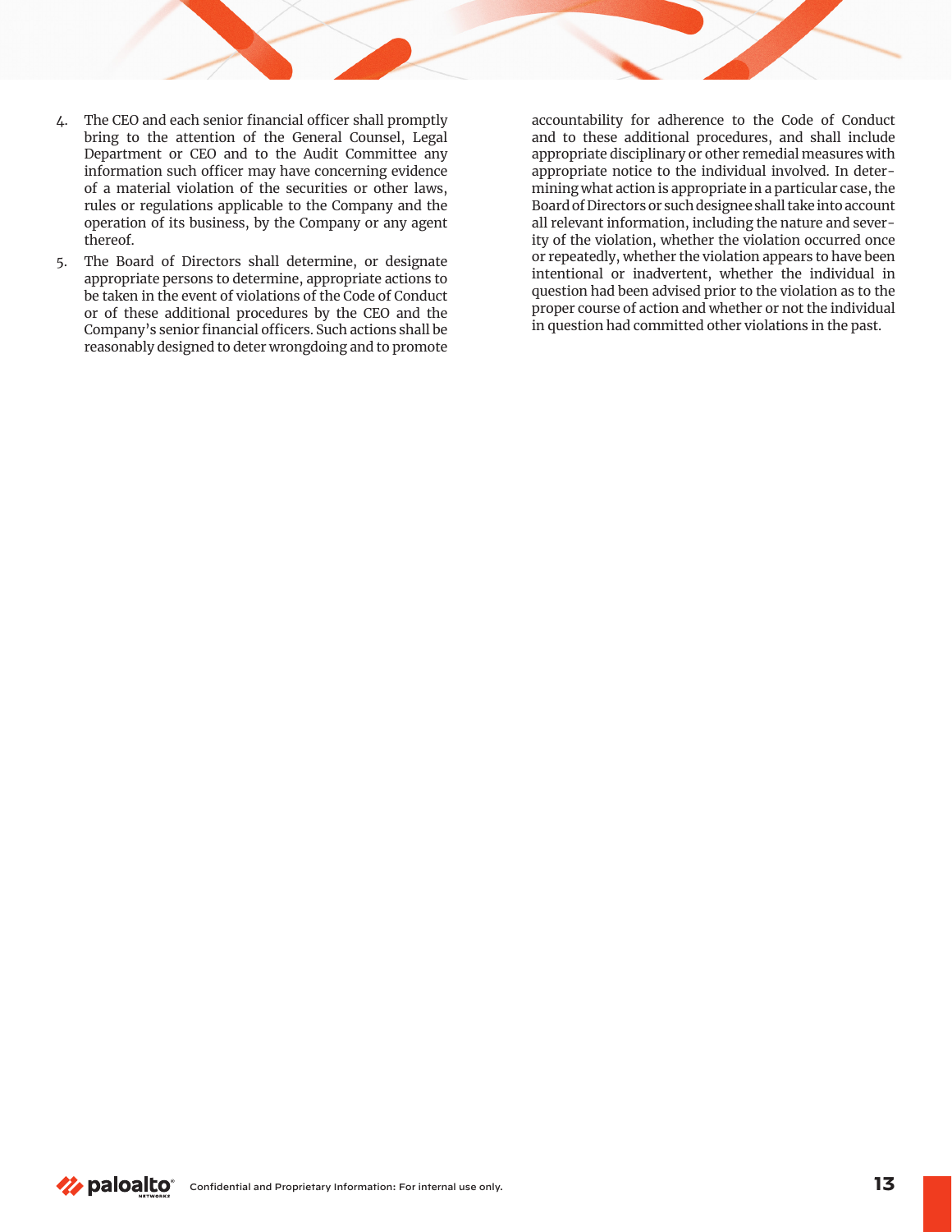4. The CEO and each senior financial officer shall promptly bring to the attention of the General Counsel, Legal Department or CEO and to the Audit Committee any information such officer may have concerning evidence of a material violation of the securities or other laws, rules or regulations applicable to the Company and the operation of its business, by the Company or any agent thereof.
5. The Board of Directors shall determine, or designate appropriate persons to determine, appropriate actions to be taken in the event of violations of the Code of Conduct or of these additional procedures by the CEO and the Company's senior financial officers. Such actions shall be reasonably designed to deter wrongdoing and to promote accountability for adherence to the Code of Conduct and to these additional procedures, and shall include appropriate disciplinary or other remedial measures with appropriate notice to the individual involved. In determining what action is appropriate in a particular case, the Board of Directors or such designee shall take into account all relevant information, including the nature and severity of the violation, whether the violation occurred once or repeatedly, whether the violation appears to have been intentional or inadvertent, whether the individual in question had been advised prior to the violation as to the proper course of action and whether or not the individual in question had committed other violations in the past.